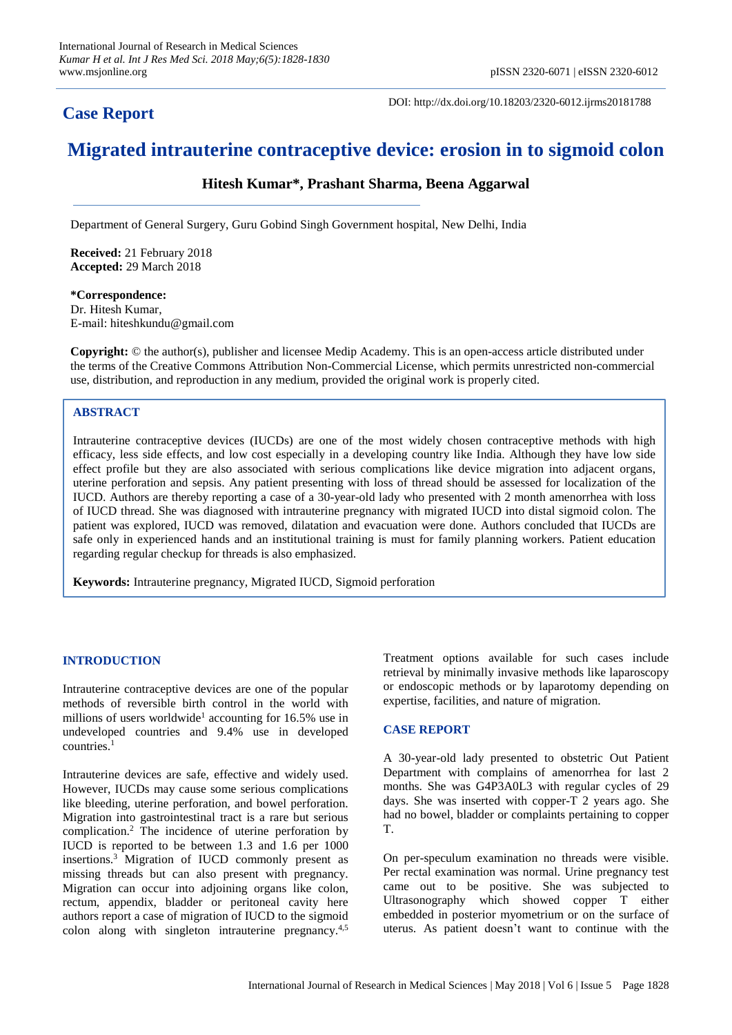## Case Report

DOI: http://dx.doi.org/10.18203/2320-6012.ijrms20181788

# Migrated intrauterine contraceptive device: erosion in to sigmoid colon

**Hitesh Kumar\*, Prashant Sharma, Beena Aggarwal**

Department of General Surgery, Guru Gobind Singh Government hospital, New Delhi, India

**Received:** 21 February 2018
**Accepted:** 29 March 2018

**\*Correspondence:**
Dr. Hitesh Kumar,
E-mail: hiteshkundu@gmail.com

**Copyright:** © the author(s), publisher and licensee Medip Academy. This is an open-access article distributed under the terms of the Creative Commons Attribution Non-Commercial License, which permits unrestricted non-commercial use, distribution, and reproduction in any medium, provided the original work is properly cited.

### ABSTRACT

Intrauterine contraceptive devices (IUCDs) are one of the most widely chosen contraceptive methods with high efficacy, less side effects, and low cost especially in a developing country like India. Although they have low side effect profile but they are also associated with serious complications like device migration into adjacent organs, uterine perforation and sepsis. Any patient presenting with loss of thread should be assessed for localization of the IUCD. Authors are thereby reporting a case of a 30-year-old lady who presented with 2 month amenorrhea with loss of IUCD thread. She was diagnosed with intrauterine pregnancy with migrated IUCD into distal sigmoid colon. The patient was explored, IUCD was removed, dilatation and evacuation were done. Authors concluded that IUCDs are safe only in experienced hands and an institutional training is must for family planning workers. Patient education regarding regular checkup for threads is also emphasized.

**Keywords:** Intrauterine pregnancy, Migrated IUCD, Sigmoid perforation

## INTRODUCTION

Intrauterine contraceptive devices are one of the popular methods of reversible birth control in the world with millions of users worldwide[1] accounting for 16.5% use in undeveloped countries and 9.4% use in developed countries.[1]

Intrauterine devices are safe, effective and widely used. However, IUCDs may cause some serious complications like bleeding, uterine perforation, and bowel perforation. Migration into gastrointestinal tract is a rare but serious complication.[2] The incidence of uterine perforation by IUCD is reported to be between 1.3 and 1.6 per 1000 insertions.[3] Migration of IUCD commonly present as missing threads but can also present with pregnancy. Migration can occur into adjoining organs like colon, rectum, appendix, bladder or peritoneal cavity here authors report a case of migration of IUCD to the sigmoid colon along with singleton intrauterine pregnancy.[4,5]

Treatment options available for such cases include retrieval by minimally invasive methods like laparoscopy or endoscopic methods or by laparotomy depending on expertise, facilities, and nature of migration.

## CASE REPORT

A 30-year-old lady presented to obstetric Out Patient Department with complains of amenorrhea for last 2 months. She was G4P3A0L3 with regular cycles of 29 days. She was inserted with copper-T 2 years ago. She had no bowel, bladder or complaints pertaining to copper T.

On per-speculum examination no threads were visible. Per rectal examination was normal. Urine pregnancy test came out to be positive. She was subjected to Ultrasonography which showed copper T either embedded in posterior myometrium or on the surface of uterus. As patient doesn't want to continue with the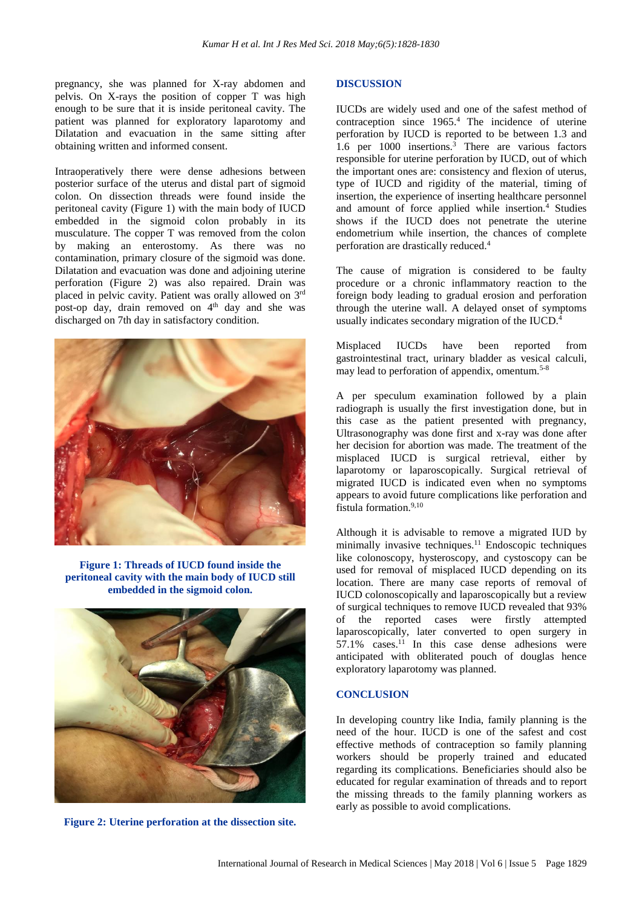pregnancy, she was planned for X-ray abdomen and pelvis. On X-rays the position of copper T was high enough to be sure that it is inside peritoneal cavity. The patient was planned for exploratory laparotomy and Dilatation and evacuation in the same sitting after obtaining written and informed consent.

Intraoperatively there were dense adhesions between posterior surface of the uterus and distal part of sigmoid colon. On dissection threads were found inside the peritoneal cavity (Figure 1) with the main body of IUCD embedded in the sigmoid colon probably in its musculature. The copper T was removed from the colon by making an enterostomy. As there was no contamination, primary closure of the sigmoid was done. Dilatation and evacuation was done and adjoining uterine perforation (Figure 2) was also repaired. Drain was placed in pelvic cavity. Patient was orally allowed on 3rd post-op day, drain removed on 4th day and she was discharged on 7th day in satisfactory condition.

**Figure 1: Threads of IUCD found inside the peritoneal cavity with the main body of IUCD still embedded in the sigmoid colon.**

**Figure 2: Uterine perforation at the dissection site.**

## DISCUSSION

IUCDs are widely used and one of the safest method of contraception since 1965.[4] The incidence of uterine perforation by IUCD is reported to be between 1.3 and 1.6 per 1000 insertions.[3] There are various factors responsible for uterine perforation by IUCD, out of which the important ones are: consistency and flexion of uterus, type of IUCD and rigidity of the material, timing of insertion, the experience of inserting healthcare personnel and amount of force applied while insertion.[4] Studies shows if the IUCD does not penetrate the uterine endometrium while insertion, the chances of complete perforation are drastically reduced.[4]

The cause of migration is considered to be faulty procedure or a chronic inflammatory reaction to the foreign body leading to gradual erosion and perforation through the uterine wall. A delayed onset of symptoms usually indicates secondary migration of the IUCD.[4]

Misplaced IUCDs have been reported from gastrointestinal tract, urinary bladder as vesical calculi, may lead to perforation of appendix, omentum.[5-8]

A per speculum examination followed by a plain radiograph is usually the first investigation done, but in this case as the patient presented with pregnancy, Ultrasonography was done first and x-ray was done after her decision for abortion was made. The treatment of the misplaced IUCD is surgical retrieval, either by laparotomy or laparoscopically. Surgical retrieval of migrated IUCD is indicated even when no symptoms appears to avoid future complications like perforation and fistula formation.[9,10]

Although it is advisable to remove a migrated IUD by minimally invasive techniques.[11] Endoscopic techniques like colonoscopy, hysteroscopy, and cystoscopy can be used for removal of misplaced IUCD depending on its location. There are many case reports of removal of IUCD colonoscopically and laparoscopically but a review of surgical techniques to remove IUCD revealed that 93% of the reported cases were firstly attempted laparoscopically, later converted to open surgery in 57.1% cases.[11] In this case dense adhesions were anticipated with obliterated pouch of douglas hence exploratory laparotomy was planned.

## CONCLUSION

In developing country like India, family planning is the need of the hour. IUCD is one of the safest and cost effective methods of contraception so family planning workers should be properly trained and educated regarding its complications. Beneficiaries should also be educated for regular examination of threads and to report the missing threads to the family planning workers as early as possible to avoid complications.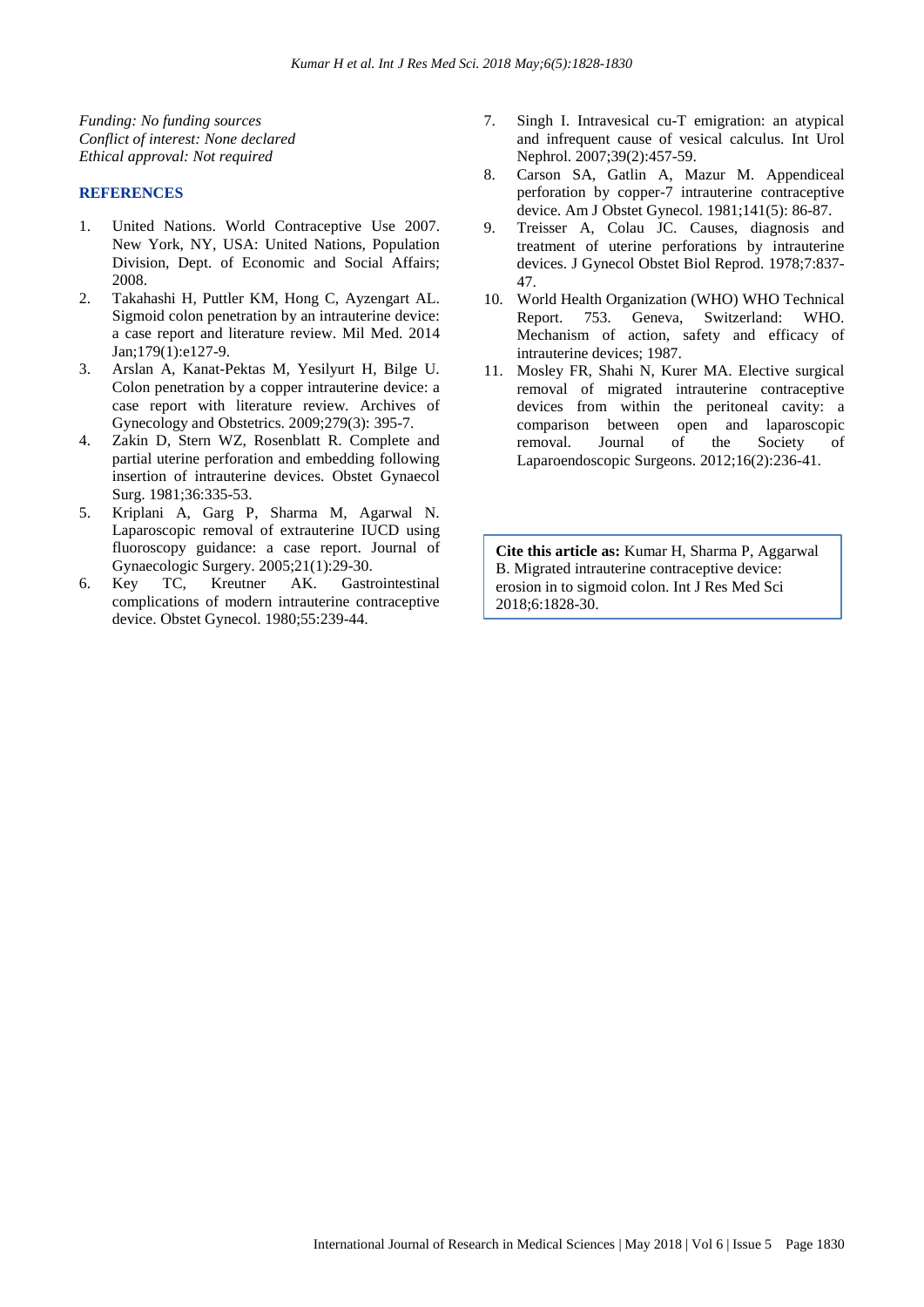*Funding: No funding sources*
*Conflict of interest: None declared*
*Ethical approval: Not required*

## REFERENCES

1. United Nations. World Contraceptive Use 2007. New York, NY, USA: United Nations, Population Division, Dept. of Economic and Social Affairs; 2008.
2. Takahashi H, Puttler KM, Hong C, Ayzengart AL. Sigmoid colon penetration by an intrauterine device: a case report and literature review. Mil Med. 2014 Jan;179(1):e127-9.
3. Arslan A, Kanat-Pektas M, Yesilyurt H, Bilge U. Colon penetration by a copper intrauterine device: a case report with literature review. Archives of Gynecology and Obstetrics. 2009;279(3): 395-7.
4. Zakin D, Stern WZ, Rosenblatt R. Complete and partial uterine perforation and embedding following insertion of intrauterine devices. Obstet Gynaecol Surg. 1981;36:335-53.
5. Kriplani A, Garg P, Sharma M, Agarwal N. Laparoscopic removal of extrauterine IUCD using fluoroscopy guidance: a case report. Journal of Gynaecologic Surgery. 2005;21(1):29-30.
6. Key TC, Kreutner AK. Gastrointestinal complications of modern intrauterine contraceptive device. Obstet Gynecol. 1980;55:239-44.
7. Singh I. Intravesical cu-T emigration: an atypical and infrequent cause of vesical calculus. Int Urol Nephrol. 2007;39(2):457-59.
8. Carson SA, Gatlin A, Mazur M. Appendiceal perforation by copper-7 intrauterine contraceptive device. Am J Obstet Gynecol. 1981;141(5): 86-87.
9. Treisser A, Colau JC. Causes, diagnosis and treatment of uterine perforations by intrauterine devices. J Gynecol Obstet Biol Reprod. 1978;7:837-47.
10. World Health Organization (WHO) WHO Technical Report. 753. Geneva, Switzerland: WHO. Mechanism of action, safety and efficacy of intrauterine devices; 1987.
11. Mosley FR, Shahi N, Kurer MA. Elective surgical removal of migrated intrauterine contraceptive devices from within the peritoneal cavity: a comparison between open and laparoscopic removal. Journal of the Society of Laparoendoscopic Surgeons. 2012;16(2):236-41.

**Cite this article as:** Kumar H, Sharma P, Aggarwal B. Migrated intrauterine contraceptive device: erosion in to sigmoid colon. Int J Res Med Sci 2018;6:1828-30.